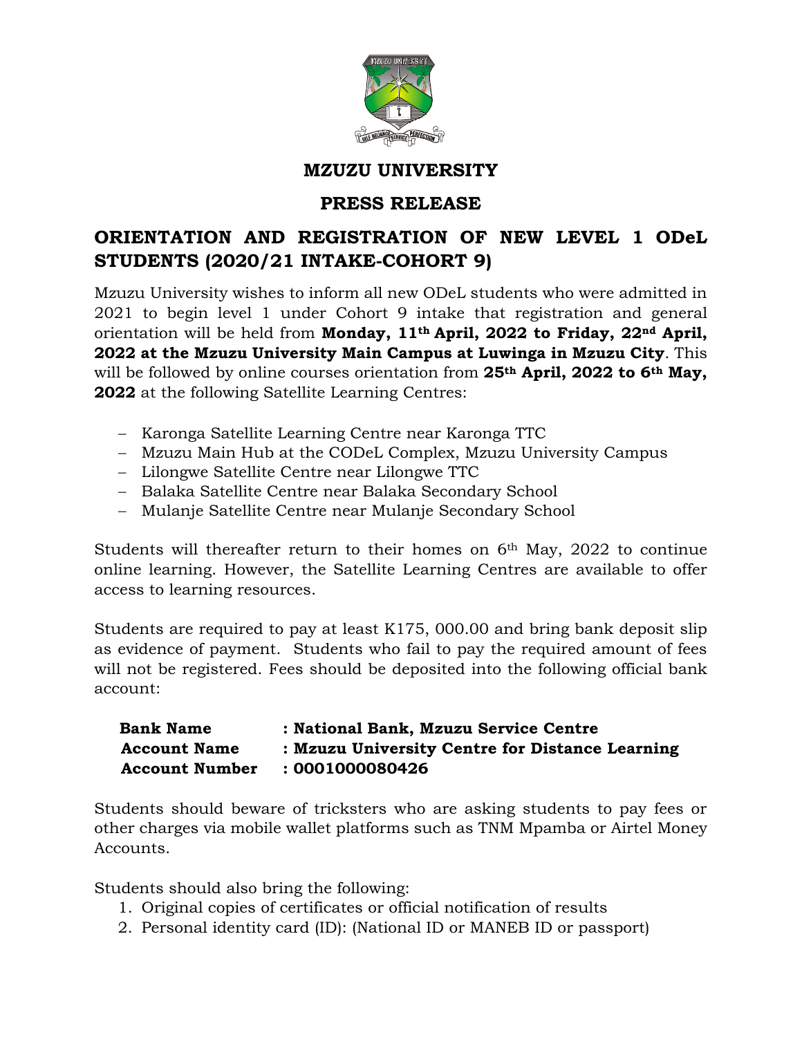# MZUZU UNIVERSITY

## PRESS RELEASE

## ORIENTATION AND REGISTRATION OF NEW LEVEL 1 ODeL STUDENTS (2020/21 INTAKE-COHORT 9)

Mzuzu University wishes to inform all new ODeL students who were admitted in 2021 to begin level 1 under Cohort 9 intake that registration and general orientation will be held from **Monday, 11th April, 2022 to Friday, 22nd April, 2022 at the Mzuzu University Main Campus at Luwinga in Mzuzu City**. This will be followed by online courses orientation from **25th April, 2022 to 6th May, 2022** at the following Satellite Learning Centres:

- Karonga Satellite Learning Centre near Karonga TTC
- Mzuzu Main Hub at the CODeL Complex, Mzuzu University Campus
- Lilongwe Satellite Centre near Lilongwe TTC
- Balaka Satellite Centre near Balaka Secondary School
- Mulanje Satellite Centre near Mulanje Secondary School

Students will thereafter return to their homes on 6th May, 2022 to continue online learning. However, the Satellite Learning Centres are available to offer access to learning resources.

Students are required to pay at least K175, 000.00 and bring bank deposit slip as evidence of payment. Students who fail to pay the required amount of fees will not be registered. Fees should be deposited into the following official bank account:

| | |
|---|---|
| **Bank Name** | **: National Bank, Mzuzu Service Centre** |
| **Account Name** | **: Mzuzu University Centre for Distance Learning** |
| **Account Number** | **: 0001000080426** |

Students should beware of tricksters who are asking students to pay fees or other charges via mobile wallet platforms such as TNM Mpamba or Airtel Money Accounts.

Students should also bring the following:

1. Original copies of certificates or official notification of results
2. Personal identity card (ID): (National ID or MANEB ID or passport)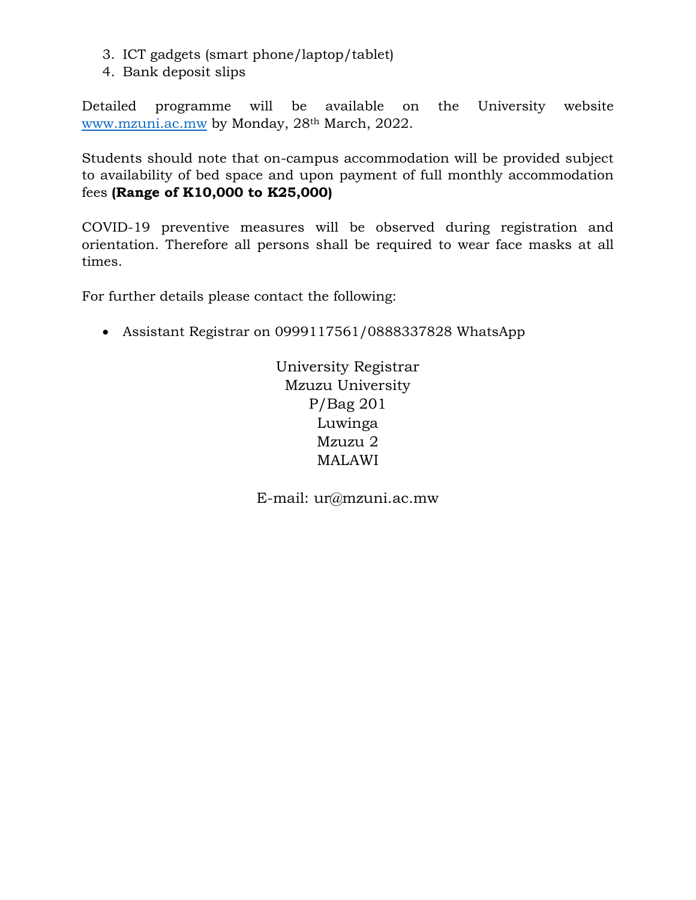3. ICT gadgets (smart phone/laptop/tablet)
4. Bank deposit slips

Detailed programme will be available on the University website www.mzuni.ac.mw by Monday, 28th March, 2022.

Students should note that on-campus accommodation will be provided subject to availability of bed space and upon payment of full monthly accommodation fees **(Range of K10,000 to K25,000)**

COVID-19 preventive measures will be observed during registration and orientation. Therefore all persons shall be required to wear face masks at all times.

For further details please contact the following:

- Assistant Registrar on 0999117561/0888337828 WhatsApp

University Registrar
Mzuzu University
P/Bag 201
Luwinga
Mzuzu 2
MALAWI

E-mail: ur@mzuni.ac.mw